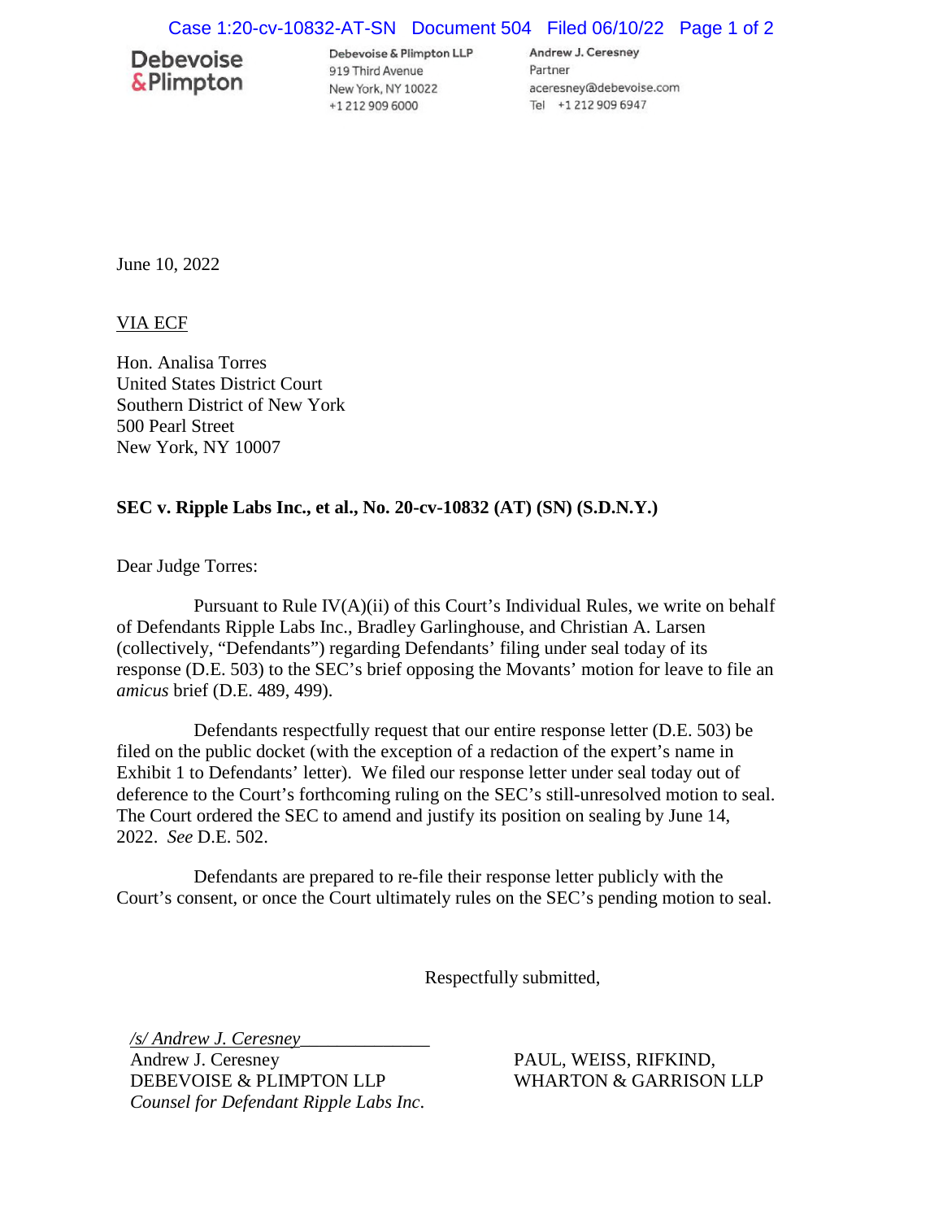Debevoise & Plimpton

Debevoise & Plimpton LLP
919 Third Avenue
New York, NY 10022
+1 212 909 6000

Andrew J. Ceresney
Partner
aceresney@debevoise.com
Tel +1 212 909 6947

June 10, 2022

VIA ECF

Hon. Analisa Torres
United States District Court
Southern District of New York
500 Pearl Street
New York, NY 10007

**SEC v. Ripple Labs Inc., et al., No. 20-cv-10832 (AT) (SN) (S.D.N.Y.)**

Dear Judge Torres:

Pursuant to Rule IV(A)(ii) of this Court's Individual Rules, we write on behalf of Defendants Ripple Labs Inc., Bradley Garlinghouse, and Christian A. Larsen (collectively, "Defendants") regarding Defendants' filing under seal today of its response (D.E. 503) to the SEC's brief opposing the Movants' motion for leave to file an *amicus* brief (D.E. 489, 499).

Defendants respectfully request that our entire response letter (D.E. 503) be filed on the public docket (with the exception of a redaction of the expert's name in Exhibit 1 to Defendants' letter). We filed our response letter under seal today out of deference to the Court's forthcoming ruling on the SEC's still-unresolved motion to seal. The Court ordered the SEC to amend and justify its position on sealing by June 14, 2022. *See* D.E. 502.

Defendants are prepared to re-file their response letter publicly with the Court's consent, or once the Court ultimately rules on the SEC's pending motion to seal.

Respectfully submitted,

*/s/ Andrew J. Ceresney*
Andrew J. Ceresney
DEBEVOISE & PLIMPTON LLP
*Counsel for Defendant Ripple Labs Inc.*

PAUL, WEISS, RIFKIND,
WHARTON & GARRISON LLP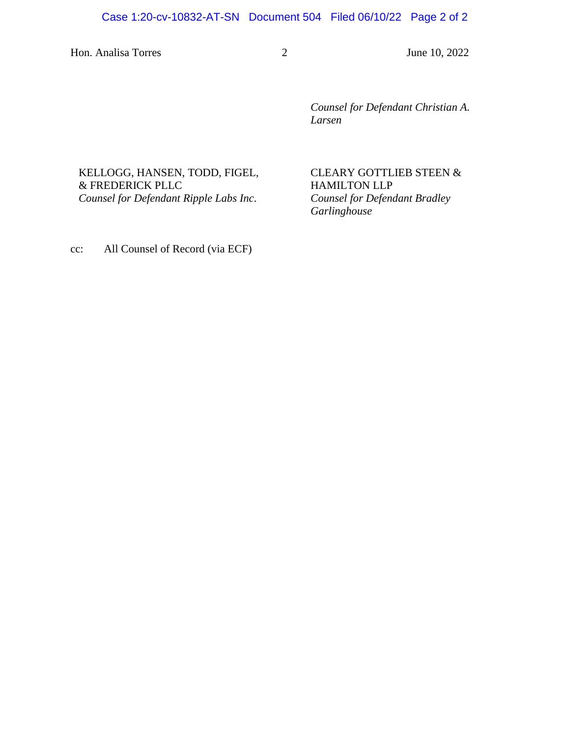*Counsel for Defendant Christian A. Larsen*

KELLOGG, HANSEN, TODD, FIGEL, & FREDERICK PLLC
*Counsel for Defendant Ripple Labs Inc.*

CLEARY GOTTLIEB STEEN & HAMILTON LLP
*Counsel for Defendant Bradley Garlinghouse*

cc: All Counsel of Record (via ECF)